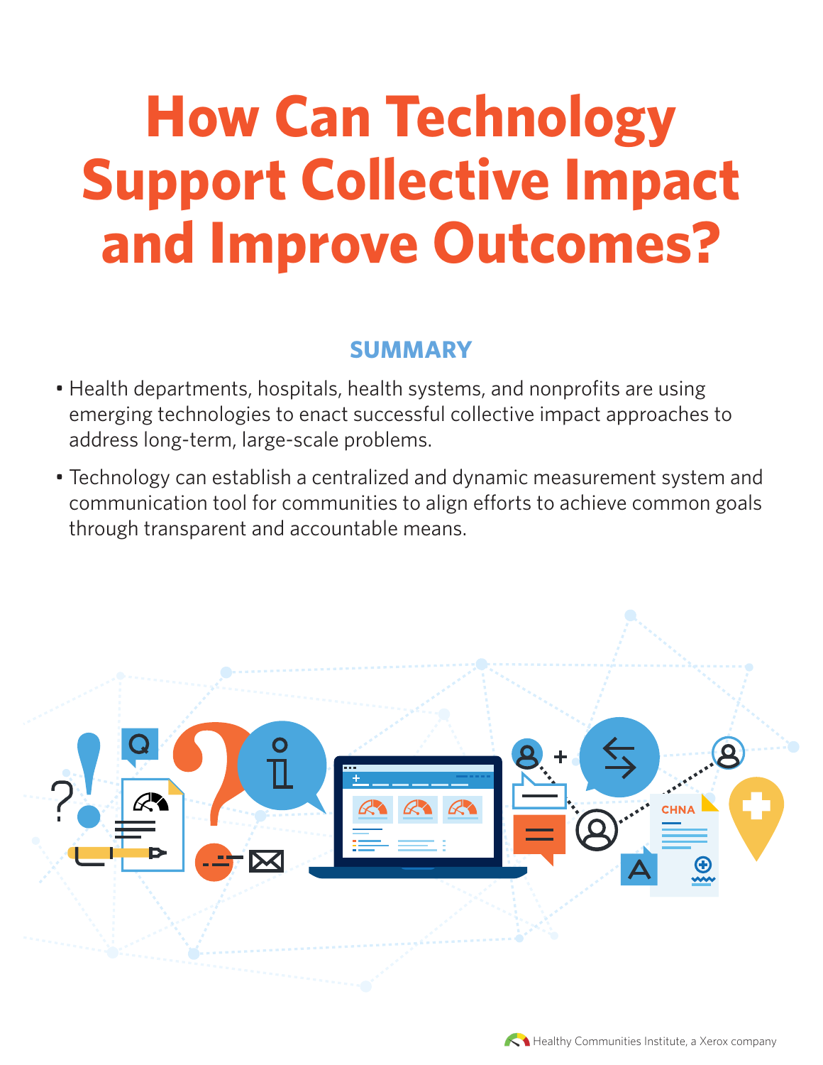# How Can Technology Support Collective Impact and Improve Outcomes?

## SUMMARY

- Health departments, hospitals, health systems, and nonprofits are using emerging technologies to enact successful collective impact approaches to address long-term, large-scale problems.
- Technology can establish a centralized and dynamic measurement system and communication tool for communities to align efforts to achieve common goals through transparent and accountable means.

Healthy Communities Institute, a Xerox company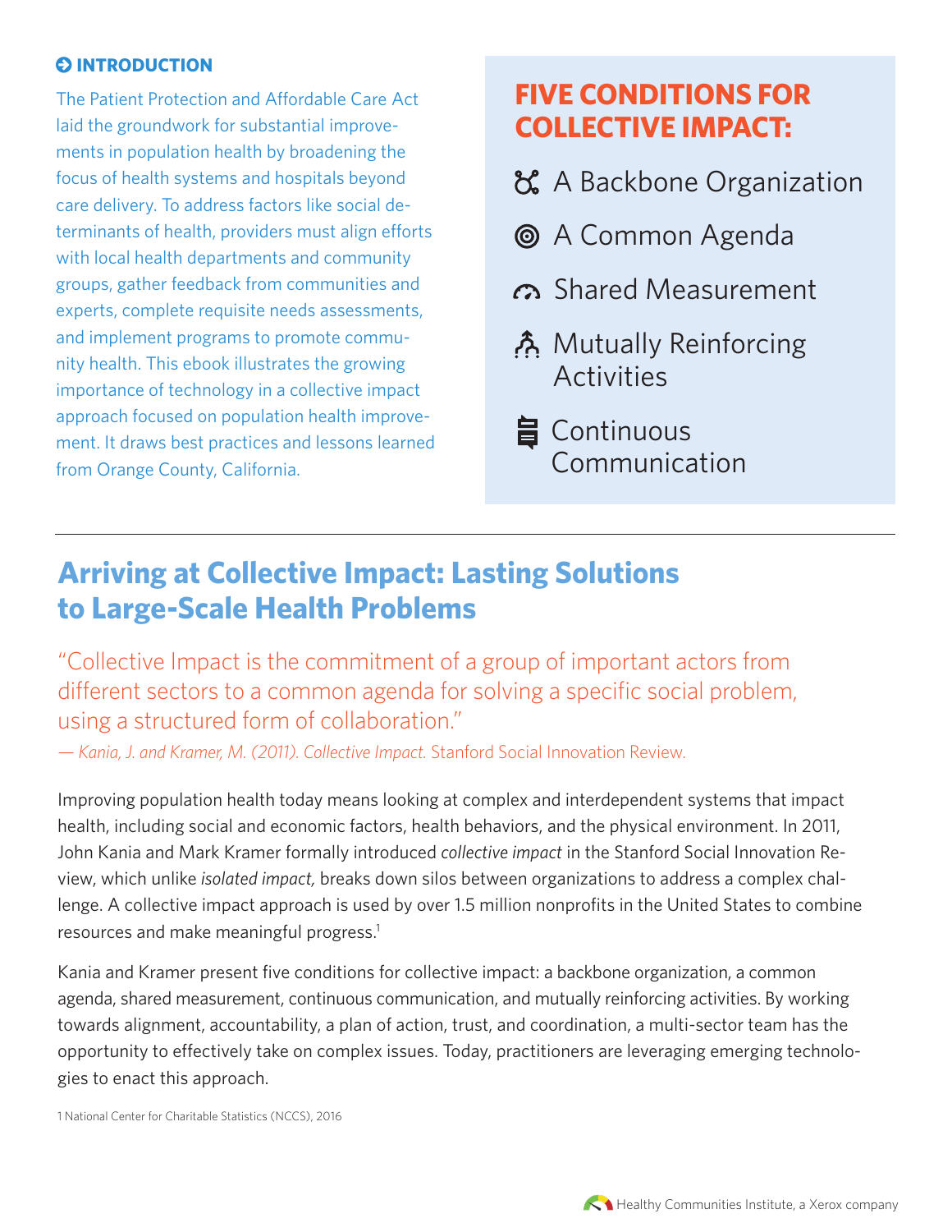## INTRODUCTION

The Patient Protection and Affordable Care Act laid the groundwork for substantial improvements in population health by broadening the focus of health systems and hospitals beyond care delivery. To address factors like social determinants of health, providers must align efforts with local health departments and community groups, gather feedback from communities and experts, complete requisite needs assessments, and implement programs to promote community health. This ebook illustrates the growing importance of technology in a collective impact approach focused on population health improvement. It draws best practices and lessons learned from Orange County, California.

### FIVE CONDITIONS FOR COLLECTIVE IMPACT:

- A Backbone Organization
- A Common Agenda
- Shared Measurement
- Mutually Reinforcing Activities
- Continuous Communication

## Arriving at Collective Impact: Lasting Solutions to Large-Scale Health Problems

"Collective Impact is the commitment of a group of important actors from different sectors to a common agenda for solving a specific social problem, using a structured form of collaboration."

— *Kania, J. and Kramer, M. (2011). Collective Impact.* Stanford Social Innovation Review.

Improving population health today means looking at complex and interdependent systems that impact health, including social and economic factors, health behaviors, and the physical environment. In 2011, John Kania and Mark Kramer formally introduced *collective impact* in the Stanford Social Innovation Review, which unlike *isolated impact,* breaks down silos between organizations to address a complex challenge. A collective impact approach is used by over 1.5 million nonprofits in the United States to combine resources and make meaningful progress.[1]

Kania and Kramer present five conditions for collective impact: a backbone organization, a common agenda, shared measurement, continuous communication, and mutually reinforcing activities. By working towards alignment, accountability, a plan of action, trust, and coordination, a multi-sector team has the opportunity to effectively take on complex issues. Today, practitioners are leveraging emerging technologies to enact this approach.

1 National Center for Charitable Statistics (NCCS), 2016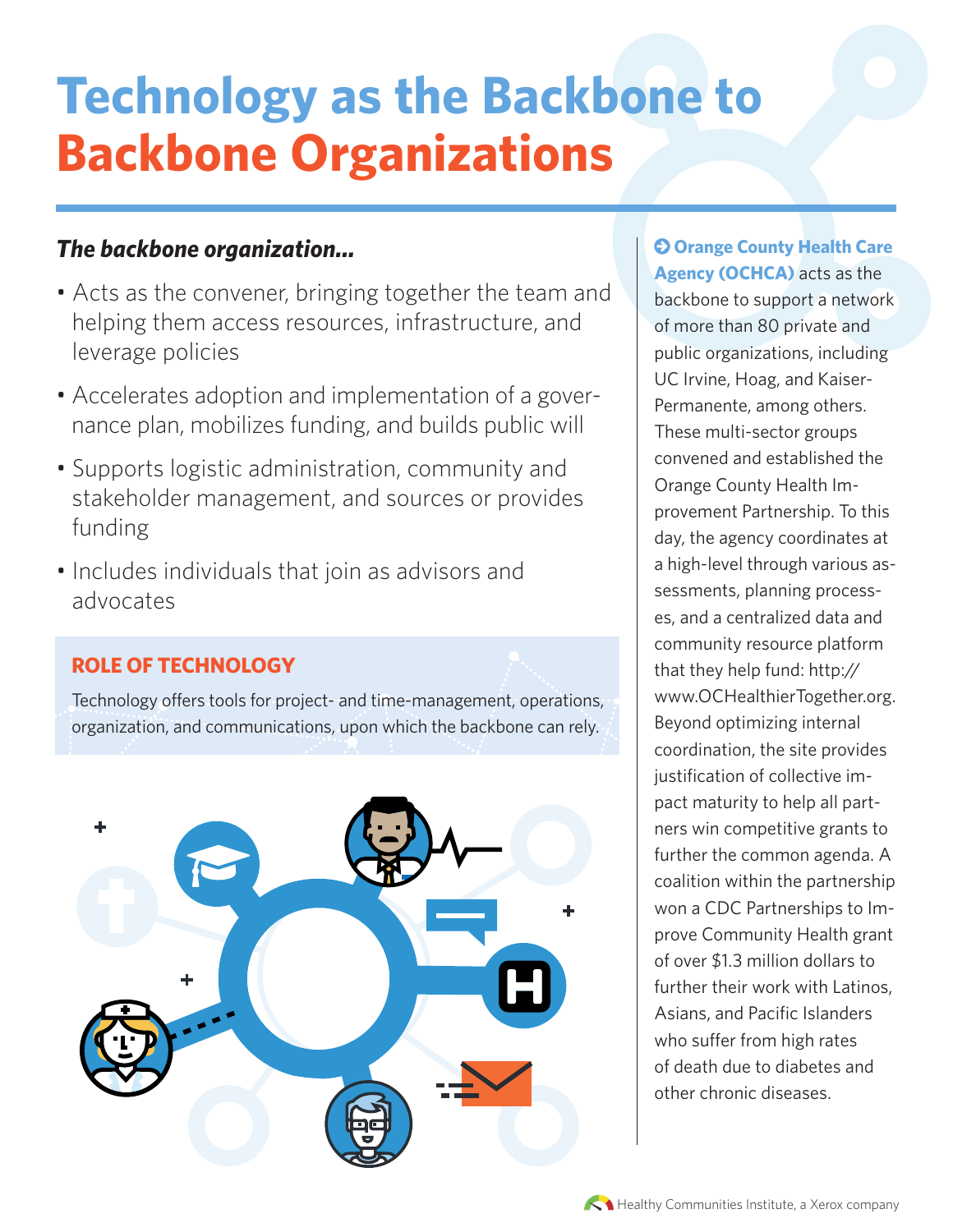# Technology as the Backbone to Backbone Organizations

***The backbone organization...***

- Acts as the convener, bringing together the team and helping them access resources, infrastructure, and leverage policies
- Accelerates adoption and implementation of a governance plan, mobilizes funding, and builds public will
- Supports logistic administration, community and stakeholder management, and sources or provides funding
- Includes individuals that join as advisors and advocates

### ROLE OF TECHNOLOGY

Technology offers tools for project- and time-management, operations, organization, and communications, upon which the backbone can rely.

**Orange County Health Care Agency (OCHCA)** acts as the backbone to support a network of more than 80 private and public organizations, including UC Irvine, Hoag, and Kaiser-Permanente, among others. These multi-sector groups convened and established the Orange County Health Improvement Partnership. To this day, the agency coordinates at a high-level through various assessments, planning processes, and a centralized data and community resource platform that they help fund: http://www.OCHealthierTogether.org. Beyond optimizing internal coordination, the site provides justification of collective impact maturity to help all partners win competitive grants to further the common agenda. A coalition within the partnership won a CDC Partnerships to Improve Community Health grant of over $1.3 million dollars to further their work with Latinos, Asians, and Pacific Islanders who suffer from high rates of death due to diabetes and other chronic diseases.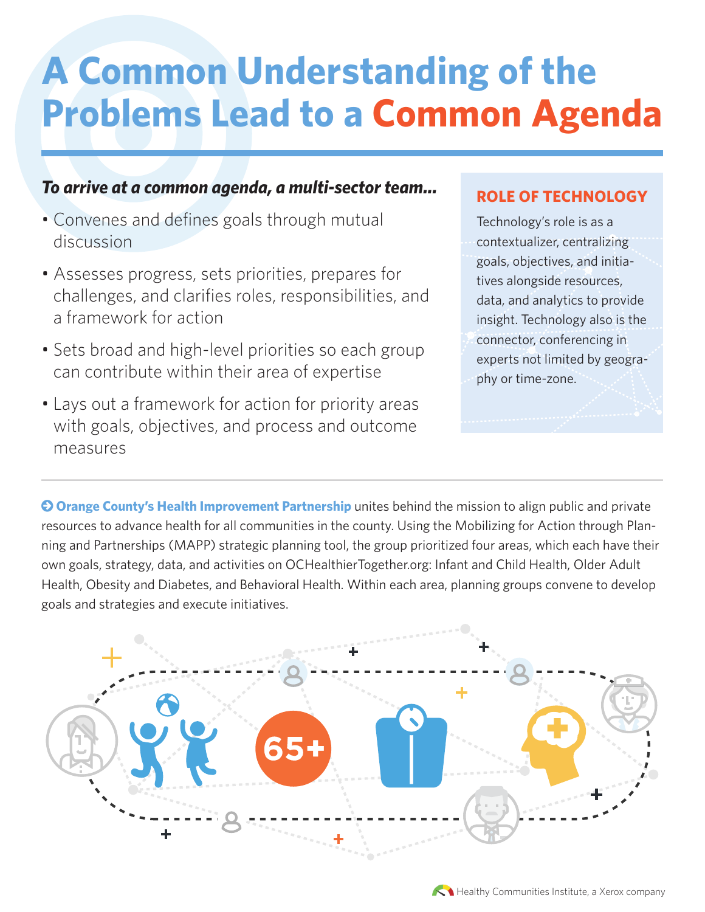# A Common Understanding of the Problems Lead to a Common Agenda

***To arrive at a common agenda, a multi-sector team...***

- Convenes and defines goals through mutual discussion
- Assesses progress, sets priorities, prepares for challenges, and clarifies roles, responsibilities, and a framework for action
- Sets broad and high-level priorities so each group can contribute within their area of expertise
- Lays out a framework for action for priority areas with goals, objectives, and process and outcome measures

## ROLE OF TECHNOLOGY

Technology's role is as a contextualizer, centralizing goals, objectives, and initiatives alongside resources, data, and analytics to provide insight. Technology also is the connector, conferencing in experts not limited by geography or time-zone.

---

**Orange County's Health Improvement Partnership** unites behind the mission to align public and private resources to advance health for all communities in the county. Using the Mobilizing for Action through Planning and Partnerships (MAPP) strategic planning tool, the group prioritized four areas, which each have their own goals, strategy, data, and activities on OCHealthierTogether.org: Infant and Child Health, Older Adult Health, Obesity and Diabetes, and Behavioral Health. Within each area, planning groups convene to develop goals and strategies and execute initiatives.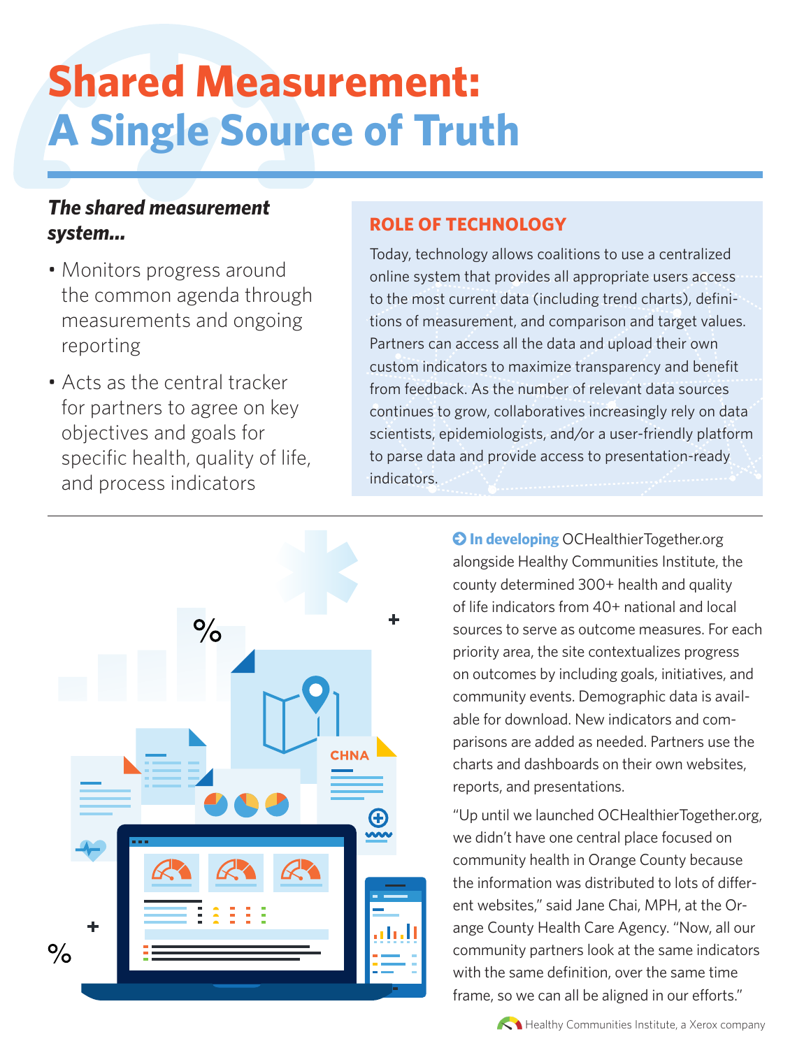# Shared Measurement: A Single Source of Truth

***The shared measurement system...***

- Monitors progress around the common agenda through measurements and ongoing reporting
- Acts as the central tracker for partners to agree on key objectives and goals for specific health, quality of life, and process indicators

## ROLE OF TECHNOLOGY

Today, technology allows coalitions to use a centralized online system that provides all appropriate users access to the most current data (including trend charts), definitions of measurement, and comparison and target values. Partners can access all the data and upload their own custom indicators to maximize transparency and benefit from feedback. As the number of relevant data sources continues to grow, collaboratives increasingly rely on data scientists, epidemiologists, and/or a user-friendly platform to parse data and provide access to presentation-ready indicators.

**In developing** OCHealthierTogether.org alongside Healthy Communities Institute, the county determined 300+ health and quality of life indicators from 40+ national and local sources to serve as outcome measures. For each priority area, the site contextualizes progress on outcomes by including goals, initiatives, and community events. Demographic data is available for download. New indicators and comparisons are added as needed. Partners use the charts and dashboards on their own websites, reports, and presentations.

"Up until we launched OCHealthierTogether.org, we didn't have one central place focused on community health in Orange County because the information was distributed to lots of different websites," said Jane Chai, MPH, at the Orange County Health Care Agency. "Now, all our community partners look at the same indicators with the same definition, over the same time frame, so we can all be aligned in our efforts."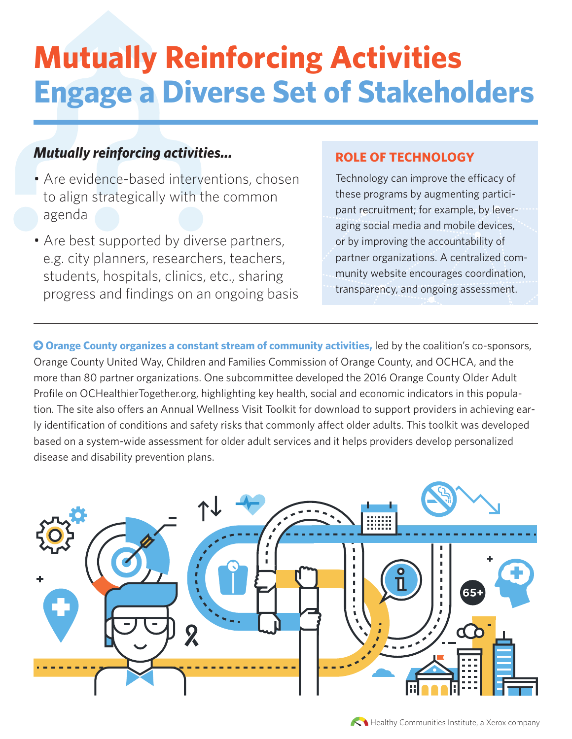# Mutually Reinforcing Activities Engage a Diverse Set of Stakeholders

***Mutually reinforcing activities...***

- Are evidence-based interventions, chosen to align strategically with the common agenda
- Are best supported by diverse partners, e.g. city planners, researchers, teachers, students, hospitals, clinics, etc., sharing progress and findings on an ongoing basis

## ROLE OF TECHNOLOGY

Technology can improve the efficacy of these programs by augmenting participant recruitment; for example, by leveraging social media and mobile devices, or by improving the accountability of partner organizations. A centralized community website encourages coordination, transparency, and ongoing assessment.

---

**Orange County organizes a constant stream of community activities,** led by the coalition's co-sponsors, Orange County United Way, Children and Families Commission of Orange County, and OCHCA, and the more than 80 partner organizations. One subcommittee developed the 2016 Orange County Older Adult Profile on OCHealthierTogether.org, highlighting key health, social and economic indicators in this population. The site also offers an Annual Wellness Visit Toolkit for download to support providers in achieving early identification of conditions and safety risks that commonly affect older adults. This toolkit was developed based on a system-wide assessment for older adult services and it helps providers develop personalized disease and disability prevention plans.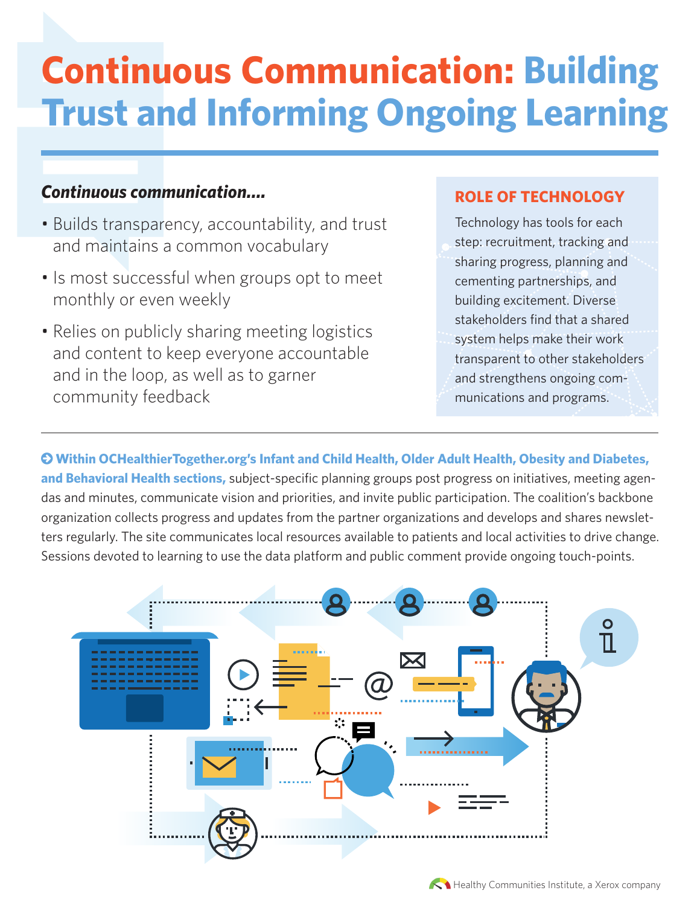# Continuous Communication: Building Trust and Informing Ongoing Learning

***Continuous communication....***

- Builds transparency, accountability, and trust and maintains a common vocabulary
- Is most successful when groups opt to meet monthly or even weekly
- Relies on publicly sharing meeting logistics and content to keep everyone accountable and in the loop, as well as to garner community feedback

## ROLE OF TECHNOLOGY

Technology has tools for each step: recruitment, tracking and sharing progress, planning and cementing partnerships, and building excitement. Diverse stakeholders find that a shared system helps make their work transparent to other stakeholders and strengthens ongoing communications and programs.

---

**Within OCHealthierTogether.org's Infant and Child Health, Older Adult Health, Obesity and Diabetes, and Behavioral Health sections,** subject-specific planning groups post progress on initiatives, meeting agendas and minutes, communicate vision and priorities, and invite public participation. The coalition's backbone organization collects progress and updates from the partner organizations and develops and shares newsletters regularly. The site communicates local resources available to patients and local activities to drive change. Sessions devoted to learning to use the data platform and public comment provide ongoing touch-points.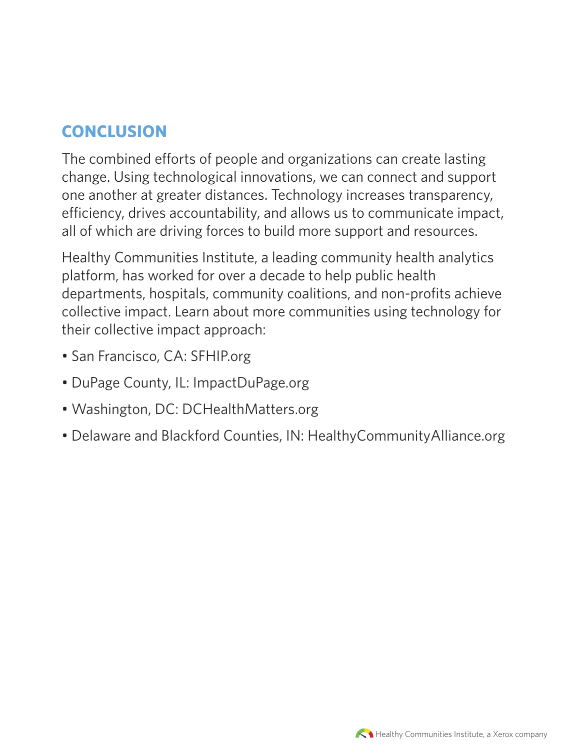## CONCLUSION

The combined efforts of people and organizations can create lasting change. Using technological innovations, we can connect and support one another at greater distances. Technology increases transparency, efficiency, drives accountability, and allows us to communicate impact, all of which are driving forces to build more support and resources.

Healthy Communities Institute, a leading community health analytics platform, has worked for over a decade to help public health departments, hospitals, community coalitions, and non-profits achieve collective impact. Learn about more communities using technology for their collective impact approach:

- San Francisco, CA: SFHIP.org
- DuPage County, IL: ImpactDuPage.org
- Washington, DC: DCHealthMatters.org
- Delaware and Blackford Counties, IN: HealthyCommunityAlliance.org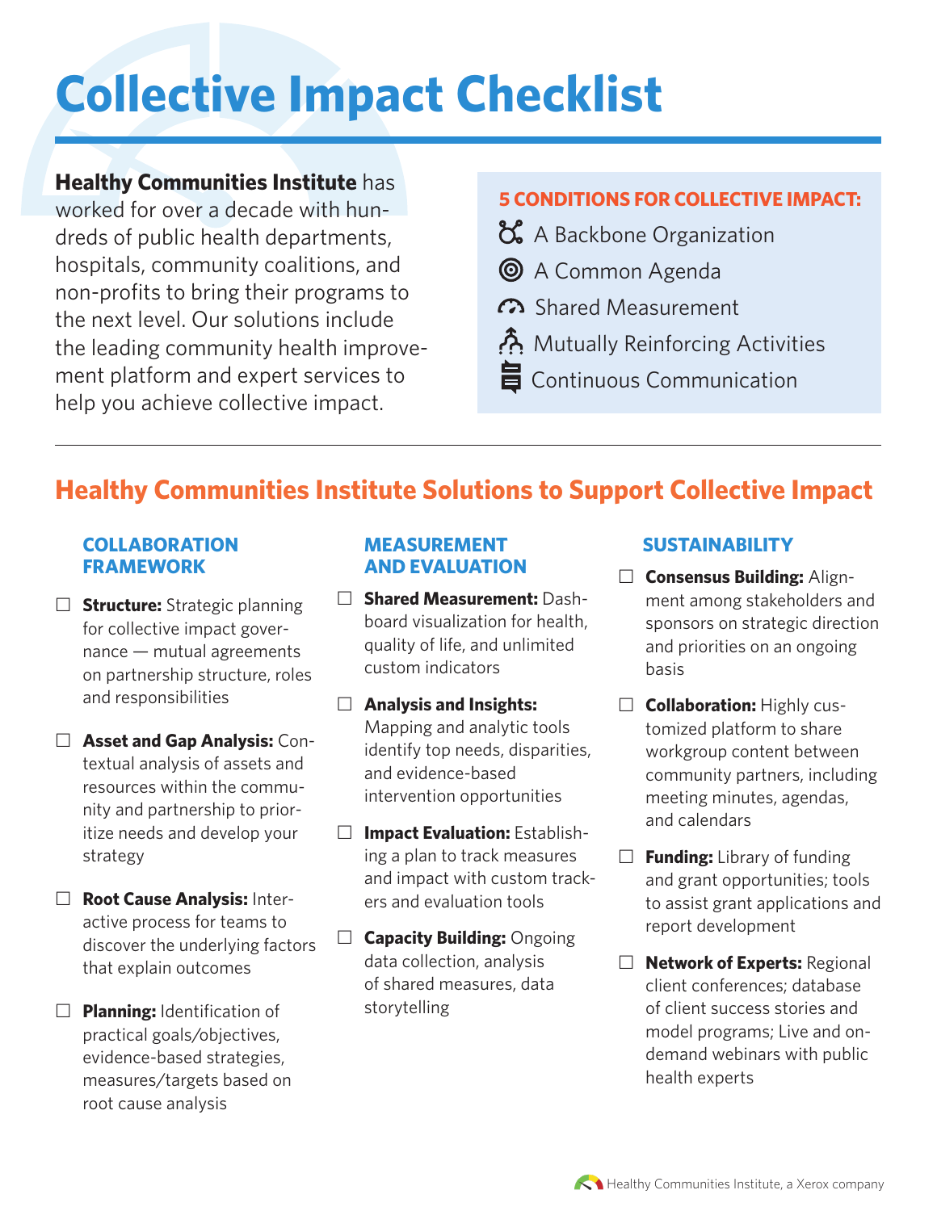# Collective Impact Checklist

**Healthy Communities Institute** has worked for over a decade with hundreds of public health departments, hospitals, community coalitions, and non-profits to bring their programs to the next level. Our solutions include the leading community health improvement platform and expert services to help you achieve collective impact.

**5 CONDITIONS FOR COLLECTIVE IMPACT:**

- A Backbone Organization
- A Common Agenda
- Shared Measurement
- Mutually Reinforcing Activities
- Continuous Communication

## Healthy Communities Institute Solutions to Support Collective Impact

### COLLABORATION FRAMEWORK

- ☐ **Structure:** Strategic planning for collective impact governance — mutual agreements on partnership structure, roles and responsibilities
- ☐ **Asset and Gap Analysis:** Contextual analysis of assets and resources within the community and partnership to prioritize needs and develop your strategy
- ☐ **Root Cause Analysis:** Interactive process for teams to discover the underlying factors that explain outcomes
- ☐ **Planning:** Identification of practical goals/objectives, evidence-based strategies, measures/targets based on root cause analysis

### MEASUREMENT AND EVALUATION

- ☐ **Shared Measurement:** Dashboard visualization for health, quality of life, and unlimited custom indicators
- ☐ **Analysis and Insights:** Mapping and analytic tools identify top needs, disparities, and evidence-based intervention opportunities
- ☐ **Impact Evaluation:** Establishing a plan to track measures and impact with custom trackers and evaluation tools
- ☐ **Capacity Building:** Ongoing data collection, analysis of shared measures, data storytelling

### SUSTAINABILITY

- ☐ **Consensus Building:** Alignment among stakeholders and sponsors on strategic direction and priorities on an ongoing basis
- ☐ **Collaboration:** Highly customized platform to share workgroup content between community partners, including meeting minutes, agendas, and calendars
- ☐ **Funding:** Library of funding and grant opportunities; tools to assist grant applications and report development
- ☐ **Network of Experts:** Regional client conferences; database of client success stories and model programs; Live and on-demand webinars with public health experts

Healthy Communities Institute, a Xerox company